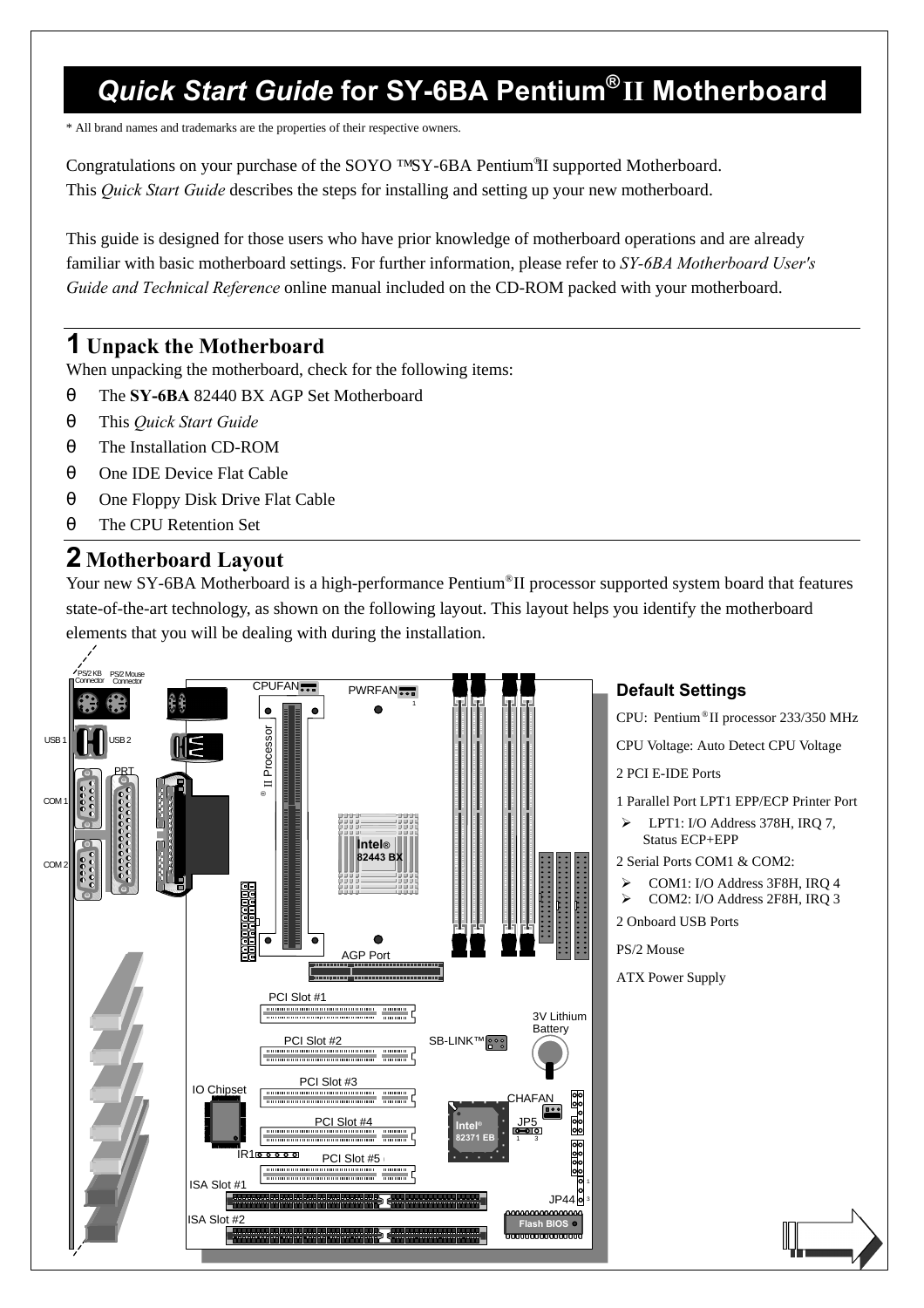# *Quick Start Guide* for SY-6BA Pentium® II Motherboard

\* All brand names and trademarks are the properties of their respective owners.

Congratulations on your purchase of the SOYO ™SY-6BA Pentium®II supported Motherboard.
This *Quick Start Guide* describes the steps for installing and setting up your new motherboard.

This guide is designed for those users who have prior knowledge of motherboard operations and are already familiar with basic motherboard settings. For further information, please refer to *SY-6BA Motherboard User's Guide and Technical Reference* online manual included on the CD-ROM packed with your motherboard.

## 1 Unpack the Motherboard

When unpacking the motherboard, check for the following items:

- The **SY-6BA** 82440 BX AGP Set Motherboard
- This *Quick Start Guide*
- The Installation CD-ROM
- One IDE Device Flat Cable
- One Floppy Disk Drive Flat Cable
- The CPU Retention Set

## 2 Motherboard Layout

Your new SY-6BA Motherboard is a high-performance Pentium®II processor supported system board that features state-of-the-art technology, as shown on the following layout. This layout helps you identify the motherboard elements that you will be dealing with during the installation.

PS/2 KB Connector, PS/2 Mouse Connector, USB 1, USB 2, PRT, COM 1, COM 2, CPUFAN, PWRFAN, Pentium® II Processor, Intel® 82443 BX, AGP Port, PCI Slot #1, PCI Slot #2, PCI Slot #3, PCI Slot #4, PCI Slot #5, SB-LINK™, 3V Lithium Battery, IO Chipset, CHAFAN, Intel® 82371 EB, JP5, IR1, ISA Slot #1, ISA Slot #2, JP44, Flash BIOS

### Default Settings

CPU: Pentium® II processor 233/350 MHz

CPU Voltage: Auto Detect CPU Voltage

2 PCI E-IDE Ports

1 Parallel Port LPT1 EPP/ECP Printer Port

- LPT1: I/O Address 378H, IRQ 7, Status ECP+EPP

2 Serial Ports COM1 & COM2:

- COM1: I/O Address 3F8H, IRQ 4
- COM2: I/O Address 2F8H, IRQ 3

2 Onboard USB Ports

PS/2 Mouse

ATX Power Supply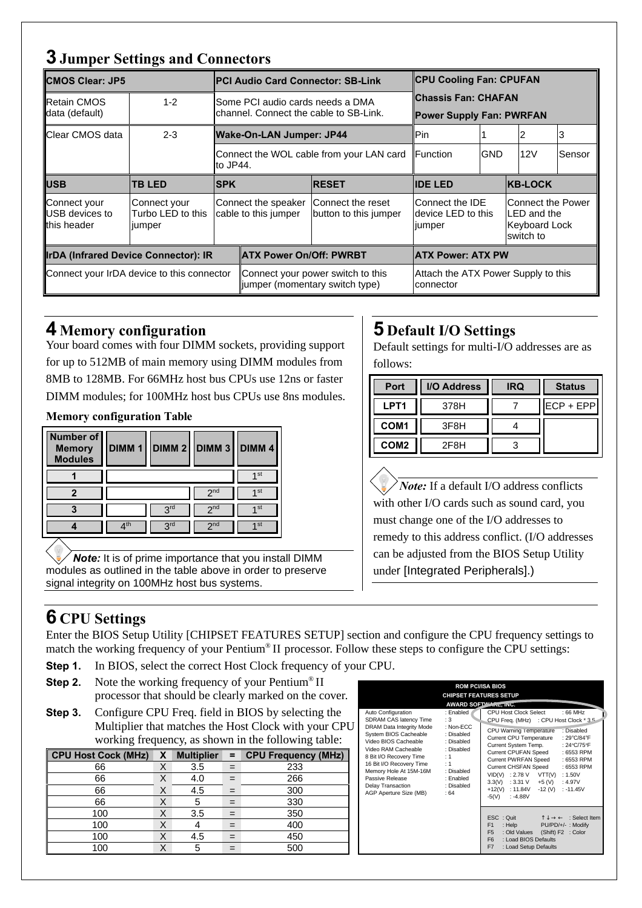# 3 Jumper Settings and Connectors

| CMOS Clear: JP5 | | PCI Audio Card Connector: SB-Link | | CPU Cooling Fan: CPUFAN<br>Chassis Fan: CHAFAN<br>Power Supply Fan: PWRFAN | | | |
|---|---|---|---|---|---|---|---|
| Retain CMOS data (default) | 1-2 | Some PCI audio cards needs a DMA channel. Connect the cable to SB-Link. | | | | | |
| Clear CMOS data | 2-3 | **Wake-On-LAN Jumper: JP44** | | Pin | 1 | 2 | 3 |
| | | Connect the WOL cable from your LAN card to JP44. | | Function | GND | 12V | Sensor |
| **USB** | **TB LED** | **SPK** | **RESET** | **IDE LED** | | **KB-LOCK** | |
| Connect your USB devices to this header | Connect your Turbo LED to this jumper | Connect the speaker cable to this jumper | Connect the reset button to this jumper | Connect the IDE device LED to this jumper | | Connect the Power LED and the Keyboard Lock switch to | |

| IrDA (Infrared Device Connector): IR | ATX Power On/Off: PWRBT | ATX Power: ATX PW |
|---|---|---|
| Connect your IrDA device to this connector | Connect your power switch to this jumper (momentary switch type) | Attach the ATX Power Supply to this connector |

# 4 Memory configuration

Your board comes with four DIMM sockets, providing support for up to 512MB of main memory using DIMM modules from 8MB to 128MB. For 66MHz host bus CPUs use 12ns or faster DIMM modules; for 100MHz host bus CPUs use 8ns modules.

**Memory configuration Table**

| Number of Memory Modules | DIMM 1 | DIMM 2 | DIMM 3 | DIMM 4 |
|---|---|---|---|---|
| 1 | | | | 1st |
| 2 | | | 2nd | 1st |
| 3 | | 3rd | 2nd | 1st |
| 4 | 4th | 3rd | 2nd | 1st |

***Note:*** It is of prime importance that you install DIMM modules as outlined in the table above in order to preserve signal integrity on 100MHz host bus systems.

# 5 Default I/O Settings

Default settings for multi-I/O addresses are as follows:

| Port | I/O Address | IRQ | Status |
|---|---|---|---|
| LPT1 | 378H | 7 | ECP + EPP |
| COM1 | 3F8H | 4 | |
| COM2 | 2F8H | 3 | |

***Note:*** If a default I/O address conflicts with other I/O cards such as sound card, you must change one of the I/O addresses to remedy to this address conflict. (I/O addresses can be adjusted from the BIOS Setup Utility under [Integrated Peripherals].)

# 6 CPU Settings

Enter the BIOS Setup Utility [CHIPSET FEATURES SETUP] section and configure the CPU frequency settings to match the working frequency of your Pentium® II processor. Follow these steps to configure the CPU settings:

**Step 1.** In BIOS, select the correct Host Clock frequency of your CPU.

**Step 2.** Note the working frequency of your Pentium® II processor that should be clearly marked on the cover.

**Step 3.** Configure CPU Freq. field in BIOS by selecting the Multiplier that matches the Host Clock with your CPU working frequency, as shown in the following table:

| CPU Host Cock (MHz) | X | Multiplier | = | CPU Frequency (MHz) |
|---|---|---|---|---|
| 66 | X | 3.5 | = | 233 |
| 66 | X | 4.0 | = | 266 |
| 66 | X | 4.5 | = | 300 |
| 66 | X | 5 | = | 330 |
| 100 | X | 3.5 | = | 350 |
| 100 | X | 4 | = | 400 |
| 100 | X | 4.5 | = | 450 |
| 100 | X | 5 | = | 500 |

ROM PCI/ISA BIOS
CHIPSET FEATURES SETUP
AWARD SOFTWARE, INC.

Auto Configuration : Enabled
SDRAM CAS latency Time : 3
DRAM Data Integrity Mode : Non-ECC
System BIOS Cacheable : Disabled
Video BIOS Cacheable : Disabled
Video RAM Cacheable : Disabled
8 Bit I/O Recovery Time : 1
16 Bit I/O Recovery Time : 1
Memory Hole At 15M-16M : Disabled
Passive Release : Enabled
Delay Transaction : Disabled
AGP Aperture Size (MB) : 64

CPU Host Clock Select : 66 MHz
CPU Freq. (MHz) : CPU Host Clock * 3.5
CPU Warning Temperature : Disabled
Current CPU Temperature : 29°C/84°F
Current System Temp. : 24°C/75°F
Current CPUFAN Speed : 6553 RPM
Current PWRFAN Speed : 6553 RPM
Current CHSFAN Speed : 6553 RPM
VID(V) : 2.78 V VTT(V) : 1.50V
3.3(V) : 3.31 V +5 (V) : 4.97V
+12(V) : 11.84V -12 (V) : -11.45V
-5(V) : -4.88V

ESC : Quit ↑↓→← : Select Item
F1 : Help PU/PD/+/- : Modify
F5 : Old Values (Shift) F2 : Color
F6 : Load BIOS Defaults
F7 : Load Setup Defaults